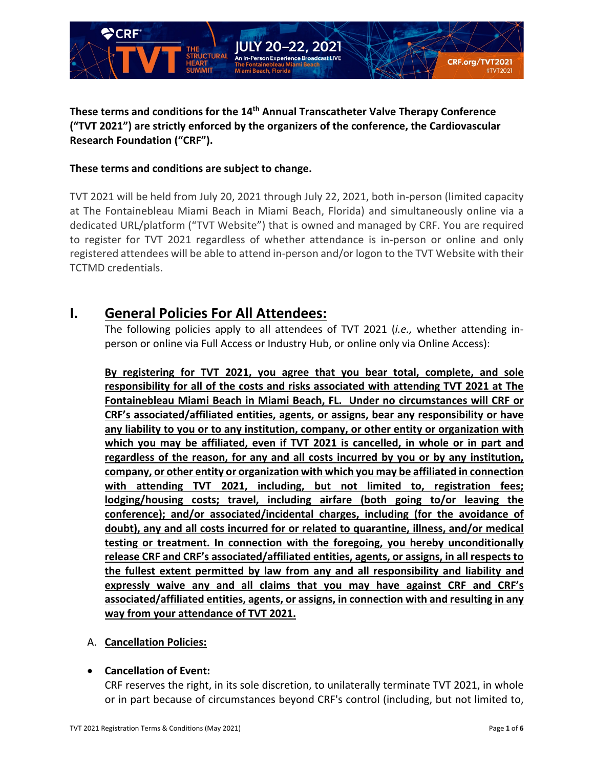**These terms and conditions for the 14th Annual Transcatheter Valve Therapy Conference ("TVT 2021") are strictly enforced by the organizers of the conference, the Cardiovascular Research Foundation ("CRF").**

**These terms and conditions are subject to change.**

TVT 2021 will be held from July 20, 2021 through July 22, 2021, both in-person (limited capacity at The Fontainebleau Miami Beach in Miami Beach, Florida) and simultaneously online via a dedicated URL/platform ("TVT Website") that is owned and managed by CRF. You are required to register for TVT 2021 regardless of whether attendance is in-person or online and only registered attendees will be able to attend in-person and/or logon to the TVT Website with their TCTMD credentials.

# I. General Policies For All Attendees:

The following policies apply to all attendees of TVT 2021 (*i.e.,* whether attending in-person or online via Full Access or Industry Hub, or online only via Online Access):

**By registering for TVT 2021, you agree that you bear total, complete, and sole responsibility for all of the costs and risks associated with attending TVT 2021 at The Fontainebleau Miami Beach in Miami Beach, FL. Under no circumstances will CRF or CRF's associated/affiliated entities, agents, or assigns, bear any responsibility or have any liability to you or to any institution, company, or other entity or organization with which you may be affiliated, even if TVT 2021 is cancelled, in whole or in part and regardless of the reason, for any and all costs incurred by you or by any institution, company, or other entity or organization with which you may be affiliated in connection with attending TVT 2021, including, but not limited to, registration fees; lodging/housing costs; travel, including airfare (both going to/or leaving the conference); and/or associated/incidental charges, including (for the avoidance of doubt), any and all costs incurred for or related to quarantine, illness, and/or medical testing or treatment. In connection with the foregoing, you hereby unconditionally release CRF and CRF's associated/affiliated entities, agents, or assigns, in all respects to the fullest extent permitted by law from any and all responsibility and liability and expressly waive any and all claims that you may have against CRF and CRF's associated/affiliated entities, agents, or assigns, in connection with and resulting in any way from your attendance of TVT 2021.**

A. **Cancellation Policies:**

- **Cancellation of Event:**
  CRF reserves the right, in its sole discretion, to unilaterally terminate TVT 2021, in whole or in part because of circumstances beyond CRF's control (including, but not limited to,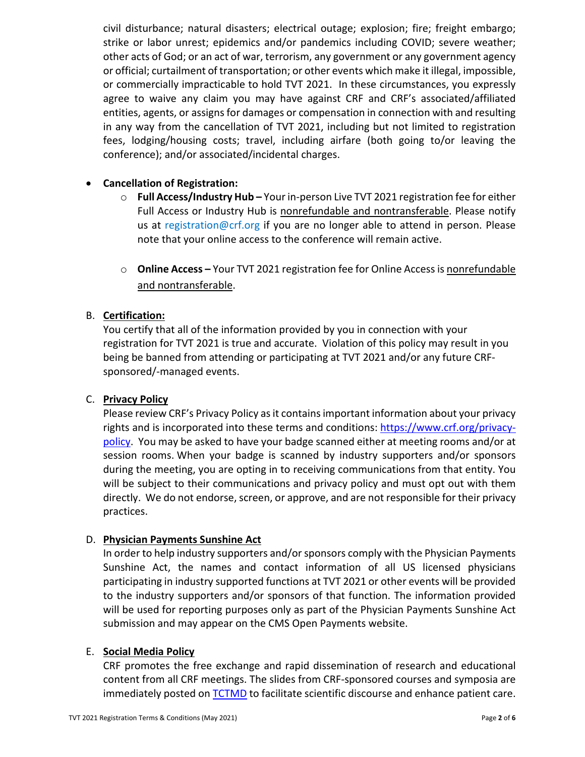civil disturbance; natural disasters; electrical outage; explosion; fire; freight embargo; strike or labor unrest; epidemics and/or pandemics including COVID; severe weather; other acts of God; or an act of war, terrorism, any government or any government agency or official; curtailment of transportation; or other events which make it illegal, impossible, or commercially impracticable to hold TVT 2021. In these circumstances, you expressly agree to waive any claim you may have against CRF and CRF's associated/affiliated entities, agents, or assigns for damages or compensation in connection with and resulting in any way from the cancellation of TVT 2021, including but not limited to registration fees, lodging/housing costs; travel, including airfare (both going to/or leaving the conference); and/or associated/incidental charges.

- **Cancellation of Registration:**
  - **Full Access/Industry Hub –** Your in-person Live TVT 2021 registration fee for either Full Access or Industry Hub is nonrefundable and nontransferable. Please notify us at registration@crf.org if you are no longer able to attend in person. Please note that your online access to the conference will remain active.
  - **Online Access –** Your TVT 2021 registration fee for Online Access is nonrefundable and nontransferable.

B. **Certification:**

You certify that all of the information provided by you in connection with your registration for TVT 2021 is true and accurate. Violation of this policy may result in you being be banned from attending or participating at TVT 2021 and/or any future CRF-sponsored/-managed events.

C. **Privacy Policy**

Please review CRF's Privacy Policy as it contains important information about your privacy rights and is incorporated into these terms and conditions: https://www.crf.org/privacy-policy. You may be asked to have your badge scanned either at meeting rooms and/or at session rooms. When your badge is scanned by industry supporters and/or sponsors during the meeting, you are opting in to receiving communications from that entity. You will be subject to their communications and privacy policy and must opt out with them directly. We do not endorse, screen, or approve, and are not responsible for their privacy practices.

D. **Physician Payments Sunshine Act**

In order to help industry supporters and/or sponsors comply with the Physician Payments Sunshine Act, the names and contact information of all US licensed physicians participating in industry supported functions at TVT 2021 or other events will be provided to the industry supporters and/or sponsors of that function. The information provided will be used for reporting purposes only as part of the Physician Payments Sunshine Act submission and may appear on the CMS Open Payments website.

E. **Social Media Policy**

CRF promotes the free exchange and rapid dissemination of research and educational content from all CRF meetings. The slides from CRF-sponsored courses and symposia are immediately posted on TCTMD to facilitate scientific discourse and enhance patient care.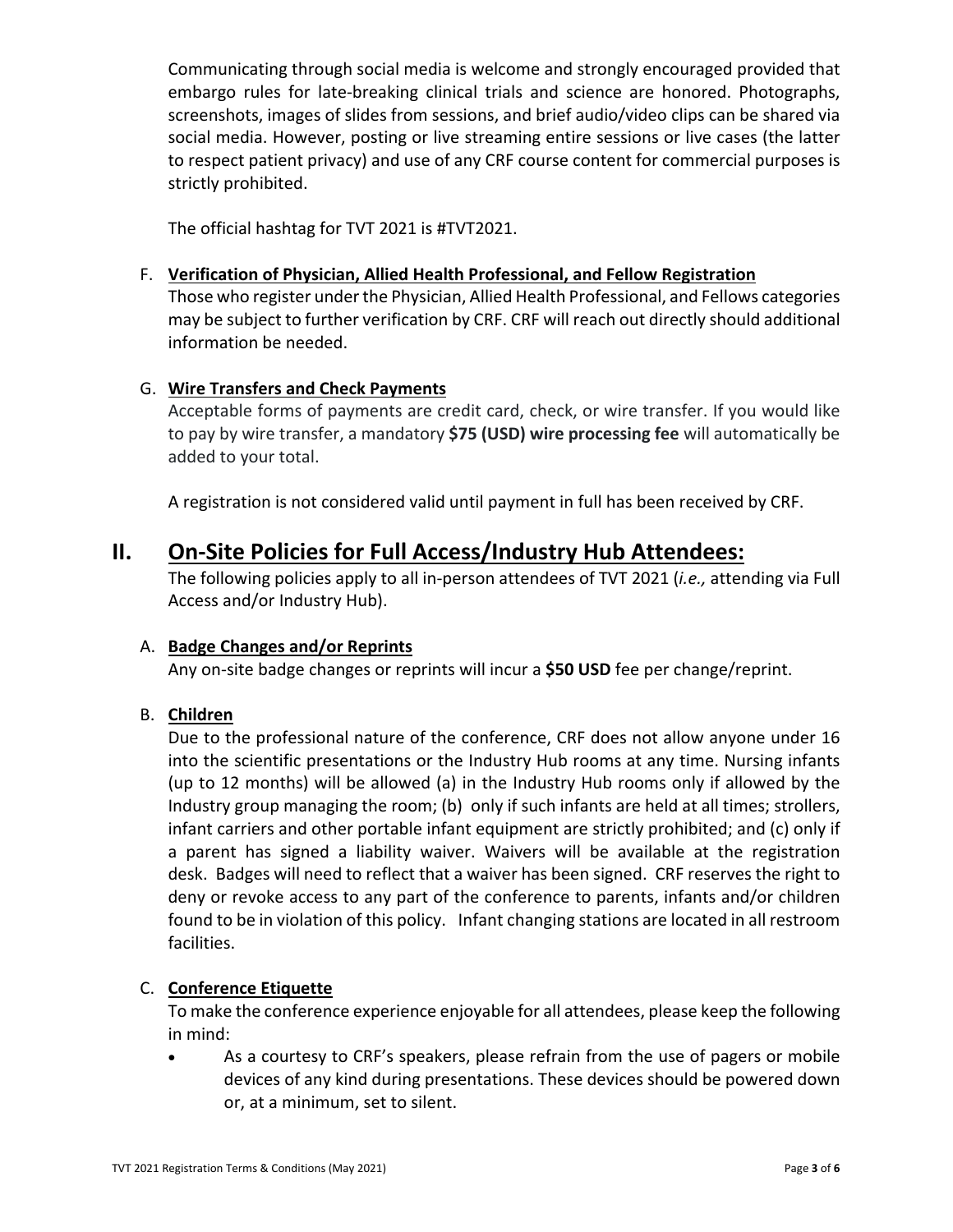Communicating through social media is welcome and strongly encouraged provided that embargo rules for late-breaking clinical trials and science are honored. Photographs, screenshots, images of slides from sessions, and brief audio/video clips can be shared via social media. However, posting or live streaming entire sessions or live cases (the latter to respect patient privacy) and use of any CRF course content for commercial purposes is strictly prohibited.

The official hashtag for TVT 2021 is #TVT2021.

F. **Verification of Physician, Allied Health Professional, and Fellow Registration**

Those who register under the Physician, Allied Health Professional, and Fellows categories may be subject to further verification by CRF. CRF will reach out directly should additional information be needed.

G. **Wire Transfers and Check Payments**

Acceptable forms of payments are credit card, check, or wire transfer. If you would like to pay by wire transfer, a mandatory **$75 (USD) wire processing fee** will automatically be added to your total.

A registration is not considered valid until payment in full has been received by CRF.

## II. On-Site Policies for Full Access/Industry Hub Attendees:

The following policies apply to all in-person attendees of TVT 2021 (*i.e.,* attending via Full Access and/or Industry Hub).

A. **Badge Changes and/or Reprints**

Any on-site badge changes or reprints will incur a **$50 USD** fee per change/reprint.

B. **Children**

Due to the professional nature of the conference, CRF does not allow anyone under 16 into the scientific presentations or the Industry Hub rooms at any time. Nursing infants (up to 12 months) will be allowed (a) in the Industry Hub rooms only if allowed by the Industry group managing the room; (b) only if such infants are held at all times; strollers, infant carriers and other portable infant equipment are strictly prohibited; and (c) only if a parent has signed a liability waiver. Waivers will be available at the registration desk. Badges will need to reflect that a waiver has been signed. CRF reserves the right to deny or revoke access to any part of the conference to parents, infants and/or children found to be in violation of this policy. Infant changing stations are located in all restroom facilities.

C. **Conference Etiquette**

To make the conference experience enjoyable for all attendees, please keep the following in mind:

- As a courtesy to CRF's speakers, please refrain from the use of pagers or mobile devices of any kind during presentations. These devices should be powered down or, at a minimum, set to silent.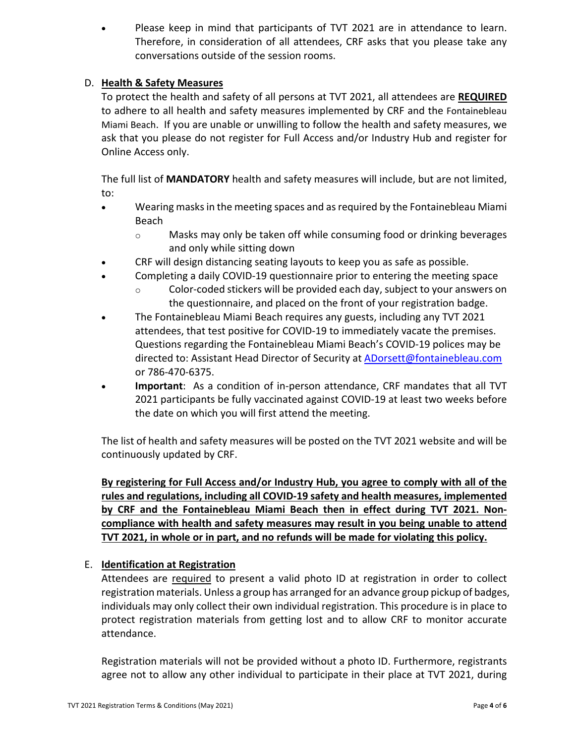- Please keep in mind that participants of TVT 2021 are in attendance to learn. Therefore, in consideration of all attendees, CRF asks that you please take any conversations outside of the session rooms.

D. **Health & Safety Measures**

To protect the health and safety of all persons at TVT 2021, all attendees are **REQUIRED** to adhere to all health and safety measures implemented by CRF and the Fontainebleau Miami Beach. If you are unable or unwilling to follow the health and safety measures, we ask that you please do not register for Full Access and/or Industry Hub and register for Online Access only.

The full list of **MANDATORY** health and safety measures will include, but are not limited, to:

- Wearing masks in the meeting spaces and as required by the Fontainebleau Miami Beach
  - Masks may only be taken off while consuming food or drinking beverages and only while sitting down
- CRF will design distancing seating layouts to keep you as safe as possible.
- Completing a daily COVID-19 questionnaire prior to entering the meeting space
  - Color-coded stickers will be provided each day, subject to your answers on the questionnaire, and placed on the front of your registration badge.
- The Fontainebleau Miami Beach requires any guests, including any TVT 2021 attendees, that test positive for COVID-19 to immediately vacate the premises. Questions regarding the Fontainebleau Miami Beach's COVID-19 polices may be directed to: Assistant Head Director of Security at ADorsett@fontainebleau.com or 786-470-6375.
- **Important**: As a condition of in-person attendance, CRF mandates that all TVT 2021 participants be fully vaccinated against COVID-19 at least two weeks before the date on which you will first attend the meeting.

The list of health and safety measures will be posted on the TVT 2021 website and will be continuously updated by CRF.

**By registering for Full Access and/or Industry Hub, you agree to comply with all of the rules and regulations, including all COVID-19 safety and health measures, implemented by CRF and the Fontainebleau Miami Beach then in effect during TVT 2021. Non-compliance with health and safety measures may result in you being unable to attend TVT 2021, in whole or in part, and no refunds will be made for violating this policy.**

E. **Identification at Registration**

Attendees are required to present a valid photo ID at registration in order to collect registration materials. Unless a group has arranged for an advance group pickup of badges, individuals may only collect their own individual registration. This procedure is in place to protect registration materials from getting lost and to allow CRF to monitor accurate attendance.

Registration materials will not be provided without a photo ID. Furthermore, registrants agree not to allow any other individual to participate in their place at TVT 2021, during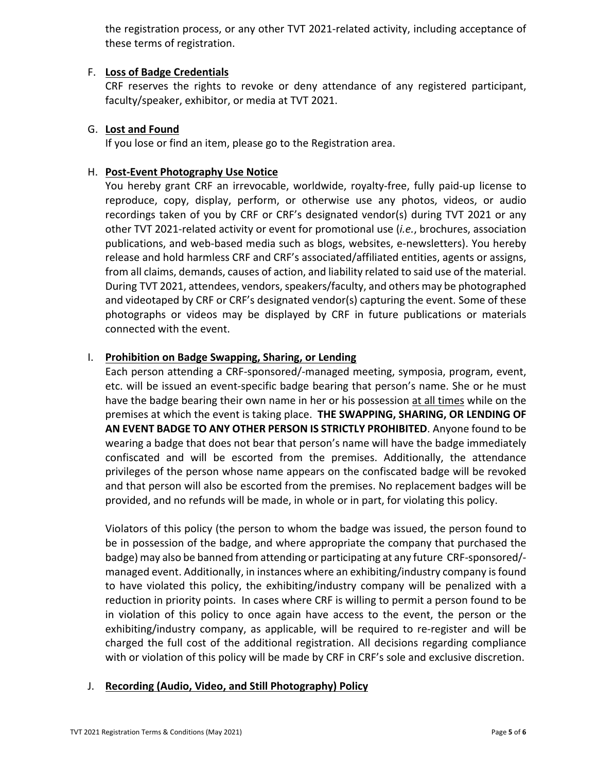the registration process, or any other TVT 2021-related activity, including acceptance of these terms of registration.

F. **Loss of Badge Credentials**

CRF reserves the rights to revoke or deny attendance of any registered participant, faculty/speaker, exhibitor, or media at TVT 2021.

G. **Lost and Found**

If you lose or find an item, please go to the Registration area.

H. **Post-Event Photography Use Notice**

You hereby grant CRF an irrevocable, worldwide, royalty-free, fully paid-up license to reproduce, copy, display, perform, or otherwise use any photos, videos, or audio recordings taken of you by CRF or CRF's designated vendor(s) during TVT 2021 or any other TVT 2021-related activity or event for promotional use (*i.e.*, brochures, association publications, and web-based media such as blogs, websites, e-newsletters). You hereby release and hold harmless CRF and CRF's associated/affiliated entities, agents or assigns, from all claims, demands, causes of action, and liability related to said use of the material. During TVT 2021, attendees, vendors, speakers/faculty, and others may be photographed and videotaped by CRF or CRF's designated vendor(s) capturing the event. Some of these photographs or videos may be displayed by CRF in future publications or materials connected with the event.

I. **Prohibition on Badge Swapping, Sharing, or Lending**

Each person attending a CRF-sponsored/-managed meeting, symposia, program, event, etc. will be issued an event-specific badge bearing that person's name. She or he must have the badge bearing their own name in her or his possession at all times while on the premises at which the event is taking place. **THE SWAPPING, SHARING, OR LENDING OF AN EVENT BADGE TO ANY OTHER PERSON IS STRICTLY PROHIBITED**. Anyone found to be wearing a badge that does not bear that person's name will have the badge immediately confiscated and will be escorted from the premises. Additionally, the attendance privileges of the person whose name appears on the confiscated badge will be revoked and that person will also be escorted from the premises. No replacement badges will be provided, and no refunds will be made, in whole or in part, for violating this policy.

Violators of this policy (the person to whom the badge was issued, the person found to be in possession of the badge, and where appropriate the company that purchased the badge) may also be banned from attending or participating at any future CRF-sponsored/-managed event. Additionally, in instances where an exhibiting/industry company is found to have violated this policy, the exhibiting/industry company will be penalized with a reduction in priority points. In cases where CRF is willing to permit a person found to be in violation of this policy to once again have access to the event, the person or the exhibiting/industry company, as applicable, will be required to re-register and will be charged the full cost of the additional registration. All decisions regarding compliance with or violation of this policy will be made by CRF in CRF's sole and exclusive discretion.

J. **Recording (Audio, Video, and Still Photography) Policy**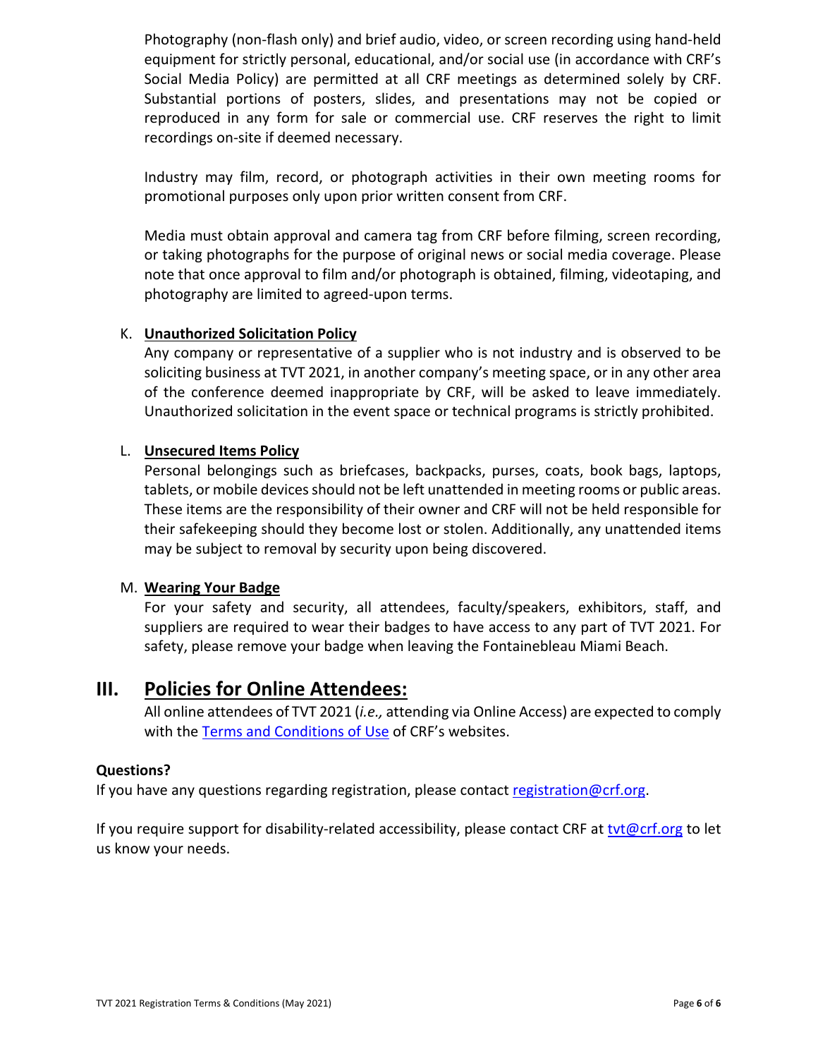Photography (non-flash only) and brief audio, video, or screen recording using hand-held equipment for strictly personal, educational, and/or social use (in accordance with CRF's Social Media Policy) are permitted at all CRF meetings as determined solely by CRF. Substantial portions of posters, slides, and presentations may not be copied or reproduced in any form for sale or commercial use. CRF reserves the right to limit recordings on-site if deemed necessary.

Industry may film, record, or photograph activities in their own meeting rooms for promotional purposes only upon prior written consent from CRF.

Media must obtain approval and camera tag from CRF before filming, screen recording, or taking photographs for the purpose of original news or social media coverage. Please note that once approval to film and/or photograph is obtained, filming, videotaping, and photography are limited to agreed-upon terms.

K. **Unauthorized Solicitation Policy**

Any company or representative of a supplier who is not industry and is observed to be soliciting business at TVT 2021, in another company's meeting space, or in any other area of the conference deemed inappropriate by CRF, will be asked to leave immediately. Unauthorized solicitation in the event space or technical programs is strictly prohibited.

L. **Unsecured Items Policy**

Personal belongings such as briefcases, backpacks, purses, coats, book bags, laptops, tablets, or mobile devices should not be left unattended in meeting rooms or public areas. These items are the responsibility of their owner and CRF will not be held responsible for their safekeeping should they become lost or stolen. Additionally, any unattended items may be subject to removal by security upon being discovered.

M. **Wearing Your Badge**

For your safety and security, all attendees, faculty/speakers, exhibitors, staff, and suppliers are required to wear their badges to have access to any part of TVT 2021. For safety, please remove your badge when leaving the Fontainebleau Miami Beach.

## III. Policies for Online Attendees:

All online attendees of TVT 2021 (*i.e.,* attending via Online Access) are expected to comply with the Terms and Conditions of Use of CRF's websites.

**Questions?**

If you have any questions regarding registration, please contact registration@crf.org.

If you require support for disability-related accessibility, please contact CRF at tvt@crf.org to let us know your needs.